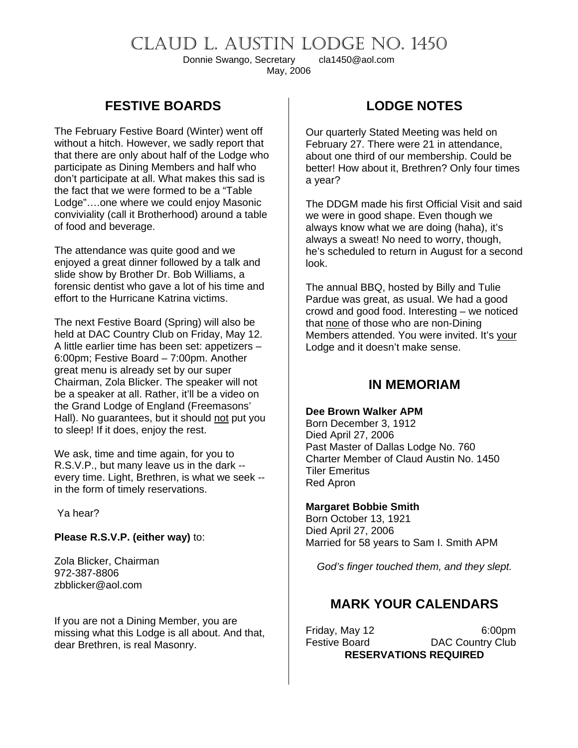# Claud L. Austin Lodge No. 1450

Donnie Swango, Secretary cla1450@aol.com

May, 2006

## FESTIVE BOARDS

The February Festive Board (Winter) went off without a hitch. However, we sadly report that that there are only about half of the Lodge who participate as Dining Members and half who don't participate at all. What makes this sad is the fact that we were formed to be a "Table Lodge"….one where we could enjoy Masonic conviviality (call it Brotherhood) around a table of food and beverage.

The attendance was quite good and we enjoyed a great dinner followed by a talk and slide show by Brother Dr. Bob Williams, a forensic dentist who gave a lot of his time and effort to the Hurricane Katrina victims.

The next Festive Board (Spring) will also be held at DAC Country Club on Friday, May 12. A little earlier time has been set: appetizers – 6:00pm; Festive Board – 7:00pm. Another great menu is already set by our super Chairman, Zola Blicker. The speaker will not be a speaker at all. Rather, it'll be a video on the Grand Lodge of England (Freemasons' Hall). No guarantees, but it should <u>not</u> put you to sleep! If it does, enjoy the rest.

We ask, time and time again, for you to R.S.V.P., but many leave us in the dark -- every time. Light, Brethren, is what we seek -- in the form of timely reservations.

Ya hear?

**Please R.S.V.P. (either way)** to:

Zola Blicker, Chairman
972-387-8806
zbblicker@aol.com

If you are not a Dining Member, you are missing what this Lodge is all about. And that, dear Brethren, is real Masonry.

## LODGE NOTES

Our quarterly Stated Meeting was held on February 27. There were 21 in attendance, about one third of our membership. Could be better! How about it, Brethren? Only four times a year?

The DDGM made his first Official Visit and said we were in good shape. Even though we always know what we are doing (haha), it's always a sweat! No need to worry, though, he's scheduled to return in August for a second look.

The annual BBQ, hosted by Billy and Tulie Pardue was great, as usual. We had a good crowd and good food. Interesting – we noticed that <u>none</u> of those who are non-Dining Members attended. You were invited. It's <u>your</u> Lodge and it doesn't make sense.

## IN MEMORIAM

**Dee Brown Walker APM**
Born December 3, 1912
Died April 27, 2006
Past Master of Dallas Lodge No. 760
Charter Member of Claud Austin No. 1450
Tiler Emeritus
Red Apron

**Margaret Bobbie Smith**
Born October 13, 1921
Died April 27, 2006
Married for 58 years to Sam I. Smith APM

*God's finger touched them, and they slept.*

## MARK YOUR CALENDARS

Friday, May 12 — 6:00pm
Festive Board — DAC Country Club

**RESERVATIONS REQUIRED**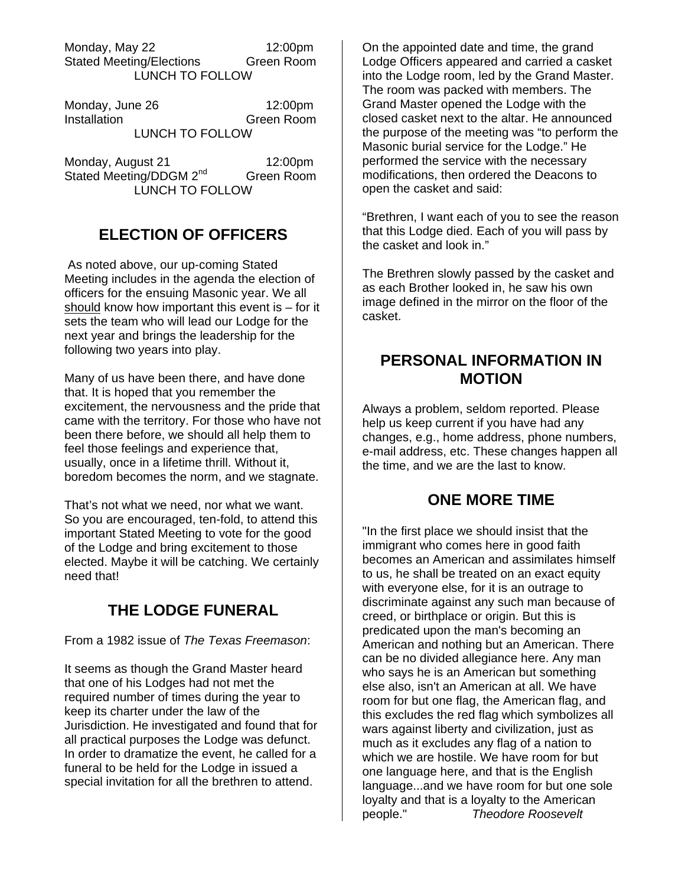Monday, May 22 12:00pm
Stated Meeting/Elections Green Room
LUNCH TO FOLLOW

Monday, June 26 12:00pm
Installation Green Room
LUNCH TO FOLLOW

Monday, August 21 12:00pm
Stated Meeting/DDGM 2nd Green Room
LUNCH TO FOLLOW

## ELECTION OF OFFICERS

As noted above, our up-coming Stated Meeting includes in the agenda the election of officers for the ensuing Masonic year. We all should know how important this event is – for it sets the team who will lead our Lodge for the next year and brings the leadership for the following two years into play.

Many of us have been there, and have done that. It is hoped that you remember the excitement, the nervousness and the pride that came with the territory. For those who have not been there before, we should all help them to feel those feelings and experience that, usually, once in a lifetime thrill. Without it, boredom becomes the norm, and we stagnate.

That's not what we need, nor what we want. So you are encouraged, ten-fold, to attend this important Stated Meeting to vote for the good of the Lodge and bring excitement to those elected. Maybe it will be catching. We certainly need that!

## THE LODGE FUNERAL

From a 1982 issue of *The Texas Freemason*:

It seems as though the Grand Master heard that one of his Lodges had not met the required number of times during the year to keep its charter under the law of the Jurisdiction. He investigated and found that for all practical purposes the Lodge was defunct. In order to dramatize the event, he called for a funeral to be held for the Lodge in issued a special invitation for all the brethren to attend.

On the appointed date and time, the grand Lodge Officers appeared and carried a casket into the Lodge room, led by the Grand Master. The room was packed with members. The Grand Master opened the Lodge with the closed casket next to the altar. He announced the purpose of the meeting was "to perform the Masonic burial service for the Lodge." He performed the service with the necessary modifications, then ordered the Deacons to open the casket and said:

"Brethren, I want each of you to see the reason that this Lodge died. Each of you will pass by the casket and look in."

The Brethren slowly passed by the casket and as each Brother looked in, he saw his own image defined in the mirror on the floor of the casket.

## PERSONAL INFORMATION IN MOTION

Always a problem, seldom reported. Please help us keep current if you have had any changes, e.g., home address, phone numbers, e-mail address, etc. These changes happen all the time, and we are the last to know.

## ONE MORE TIME

"In the first place we should insist that the immigrant who comes here in good faith becomes an American and assimilates himself to us, he shall be treated on an exact equity with everyone else, for it is an outrage to discriminate against any such man because of creed, or birthplace or origin. But this is predicated upon the man's becoming an American and nothing but an American. There can be no divided allegiance here. Any man who says he is an American but something else also, isn't an American at all. We have room for but one flag, the American flag, and this excludes the red flag which symbolizes all wars against liberty and civilization, just as much as it excludes any flag of a nation to which we are hostile. We have room for but one language here, and that is the English language...and we have room for but one sole loyalty and that is a loyalty to the American people." *Theodore Roosevelt*